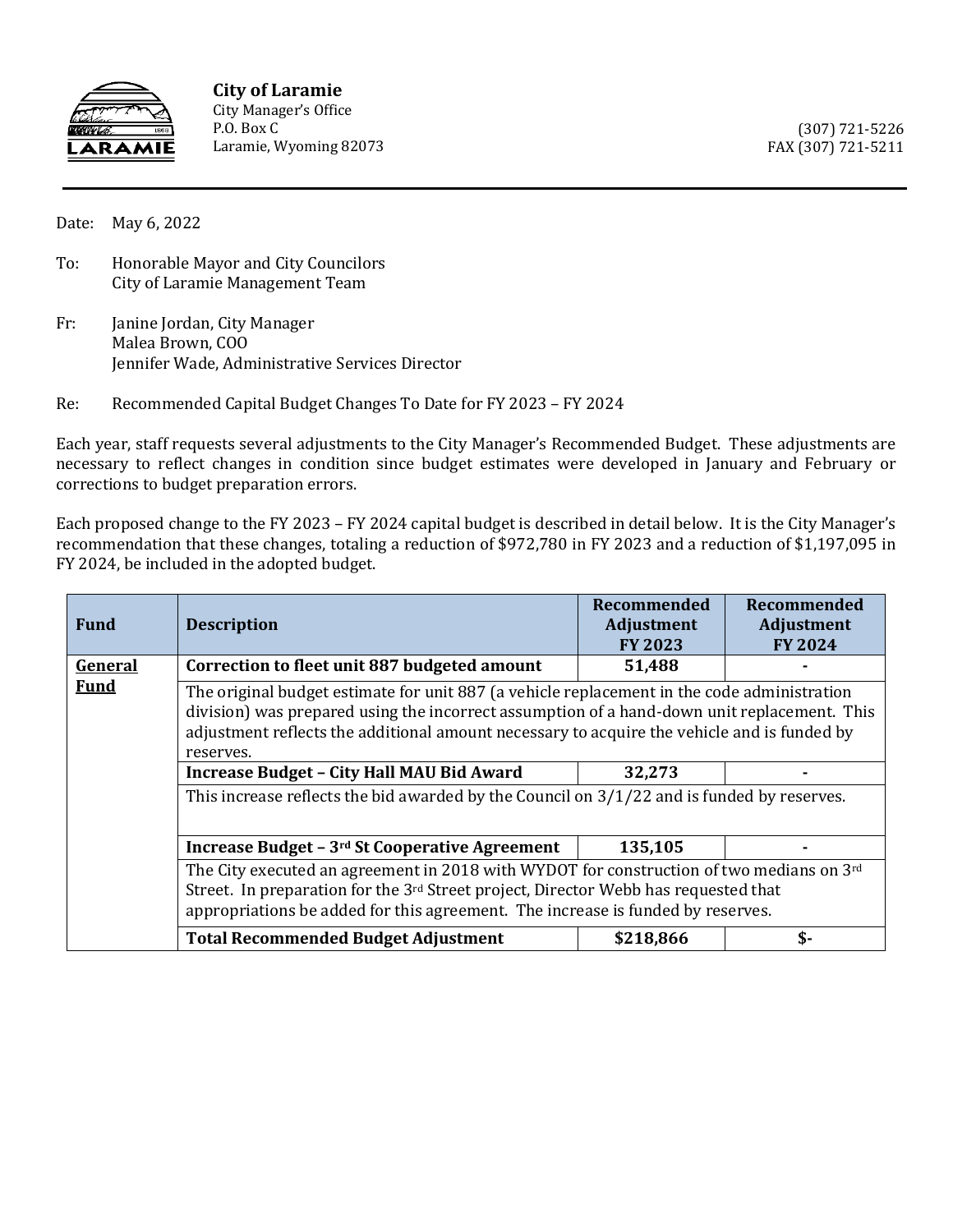**City of Laramie**
City Manager's Office
P.O. Box C
Laramie, Wyoming 82073

(307) 721-5226
FAX (307) 721-5211

Date: May 6, 2022

To: Honorable Mayor and City Councilors
City of Laramie Management Team

Fr: Janine Jordan, City Manager
Malea Brown, COO
Jennifer Wade, Administrative Services Director

Re: Recommended Capital Budget Changes To Date for FY 2023 – FY 2024

Each year, staff requests several adjustments to the City Manager's Recommended Budget. These adjustments are necessary to reflect changes in condition since budget estimates were developed in January and February or corrections to budget preparation errors.

Each proposed change to the FY 2023 – FY 2024 capital budget is described in detail below. It is the City Manager's recommendation that these changes, totaling a reduction of $972,780 in FY 2023 and a reduction of $1,197,095 in FY 2024, be included in the adopted budget.

| Fund | Description | Recommended Adjustment FY 2023 | Recommended Adjustment FY 2024 |
|---|---|---|---|
| **General Fund** | **Correction to fleet unit 887 budgeted amount** | **51,488** | **-** |
| | The original budget estimate for unit 887 (a vehicle replacement in the code administration division) was prepared using the incorrect assumption of a hand-down unit replacement. This adjustment reflects the additional amount necessary to acquire the vehicle and is funded by reserves. | | |
| | **Increase Budget – City Hall MAU Bid Award** | **32,273** | **-** |
| | This increase reflects the bid awarded by the Council on 3/1/22 and is funded by reserves. | | |
| | **Increase Budget – 3rd St Cooperative Agreement** | **135,105** | **-** |
| | The City executed an agreement in 2018 with WYDOT for construction of two medians on 3rd Street. In preparation for the 3rd Street project, Director Webb has requested that appropriations be added for this agreement. The increase is funded by reserves. | | |
| | **Total Recommended Budget Adjustment** | **$218,866** | **$-** |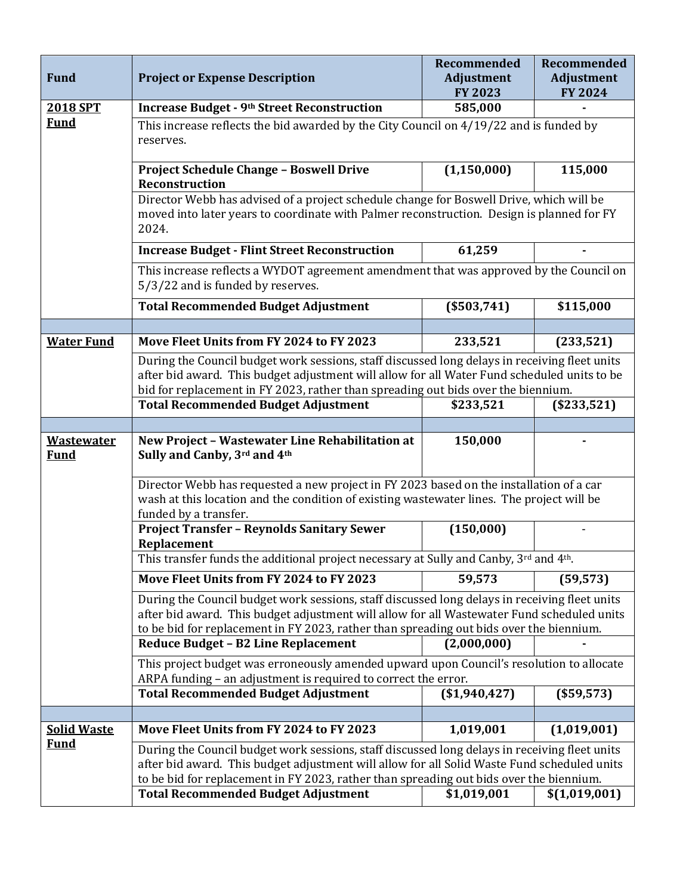| Fund | Project or Expense Description | Recommended Adjustment FY 2023 | Recommended Adjustment FY 2024 |
|---|---|---|---|
| **2018 SPT Fund** | **Increase Budget - 9th Street Reconstruction** | **585,000** | **-** |
| | This increase reflects the bid awarded by the City Council on 4/19/22 and is funded by reserves. | | |
| | **Project Schedule Change – Boswell Drive Reconstruction** | **(1,150,000)** | **115,000** |
| | Director Webb has advised of a project schedule change for Boswell Drive, which will be moved into later years to coordinate with Palmer reconstruction. Design is planned for FY 2024. | | |
| | **Increase Budget - Flint Street Reconstruction** | **61,259** | **-** |
| | This increase reflects a WYDOT agreement amendment that was approved by the Council on 5/3/22 and is funded by reserves. | | |
| | **Total Recommended Budget Adjustment** | **($503,741)** | **$115,000** |
| | | | |
| **Water Fund** | **Move Fleet Units from FY 2024 to FY 2023** | **233,521** | **(233,521)** |
| | During the Council budget work sessions, staff discussed long delays in receiving fleet units after bid award. This budget adjustment will allow for all Water Fund scheduled units to be bid for replacement in FY 2023, rather than spreading out bids over the biennium. | | |
| | **Total Recommended Budget Adjustment** | **$233,521** | **($233,521)** |
| | | | |
| **Wastewater Fund** | **New Project – Wastewater Line Rehabilitation at Sully and Canby, 3rd and 4th** | **150,000** | **-** |
| | Director Webb has requested a new project in FY 2023 based on the installation of a car wash at this location and the condition of existing wastewater lines. The project will be funded by a transfer. | | |
| | **Project Transfer – Reynolds Sanitary Sewer Replacement** | **(150,000)** | - |
| | This transfer funds the additional project necessary at Sully and Canby, 3rd and 4th. | | |
| | **Move Fleet Units from FY 2024 to FY 2023** | **59,573** | **(59,573)** |
| | During the Council budget work sessions, staff discussed long delays in receiving fleet units after bid award. This budget adjustment will allow for all Wastewater Fund scheduled units to be bid for replacement in FY 2023, rather than spreading out bids over the biennium. | | |
| | **Reduce Budget – B2 Line Replacement** | **(2,000,000)** | **-** |
| | This project budget was erroneously amended upward upon Council's resolution to allocate ARPA funding – an adjustment is required to correct the error. | | |
| | **Total Recommended Budget Adjustment** | **($1,940,427)** | **($59,573)** |
| | | | |
| **Solid Waste Fund** | **Move Fleet Units from FY 2024 to FY 2023** | **1,019,001** | **(1,019,001)** |
| | During the Council budget work sessions, staff discussed long delays in receiving fleet units after bid award. This budget adjustment will allow for all Solid Waste Fund scheduled units to be bid for replacement in FY 2023, rather than spreading out bids over the biennium. | | |
| | **Total Recommended Budget Adjustment** | **$1,019,001** | **$(1,019,001)** |